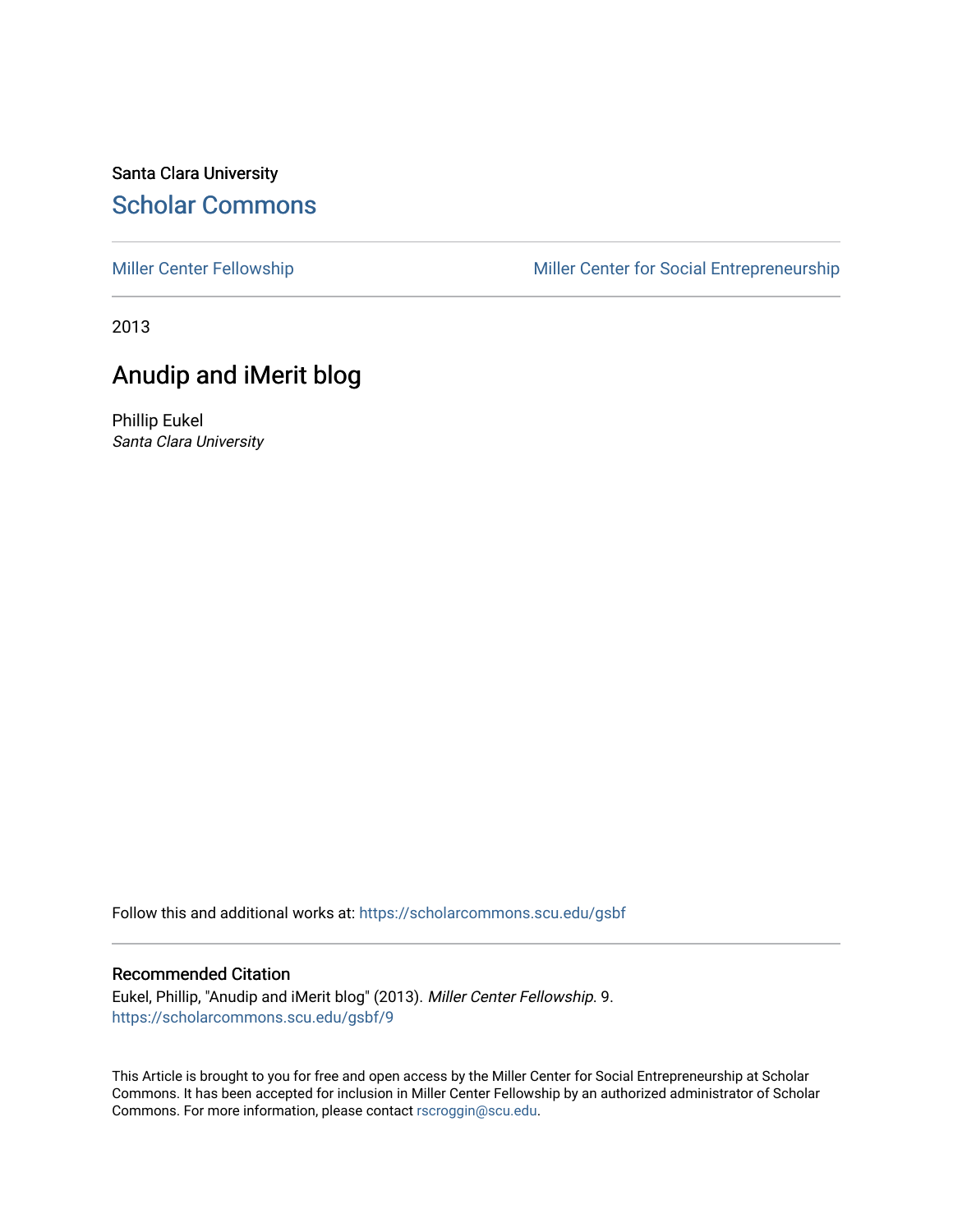Santa Clara University

# Scholar Commons

Miller Center Fellowship | Miller Center for Social Entrepreneurship

2013

## Anudip and iMerit blog

Phillip Eukel

*Santa Clara University*

Follow this and additional works at: https://scholarcommons.scu.edu/gsbf

### Recommended Citation

Eukel, Phillip, "Anudip and iMerit blog" (2013). *Miller Center Fellowship*. 9.
https://scholarcommons.scu.edu/gsbf/9

This Article is brought to you for free and open access by the Miller Center for Social Entrepreneurship at Scholar Commons. It has been accepted for inclusion in Miller Center Fellowship by an authorized administrator of Scholar Commons. For more information, please contact rscroggin@scu.edu.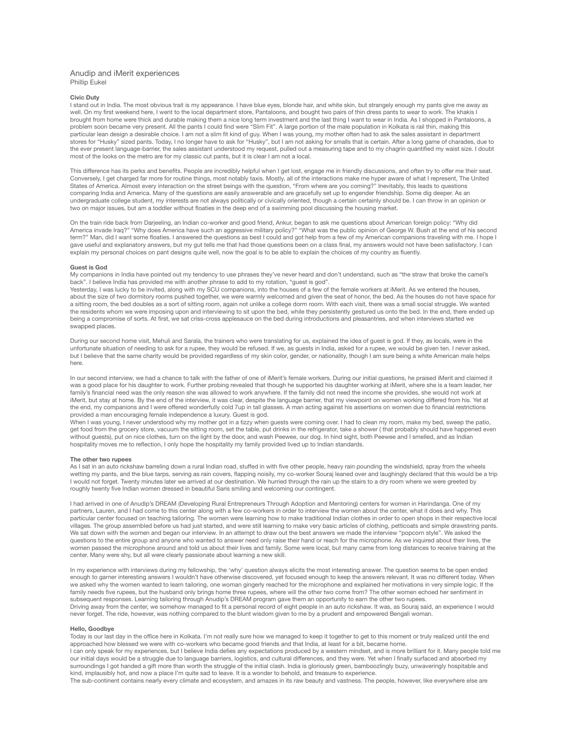# Anudip and iMerit experiences

Phillip Eukel

### Civic Duty

I stand out in India. The most obvious trait is my appearance. I have blue eyes, blonde hair, and white skin, but strangely enough my pants give me away as well. On my first weekend here, I went to the local department store, Pantaloons, and bought two pairs of thin dress pants to wear to work. The khakis I brought from home were thick and durable making them a nice long term investment and the last thing I want to wear in India. As I shopped in Pantaloons, a problem soon became very present. All the pants I could find were "Slim Fit". A large portion of the male population in Kolkata is rail thin, making this particular lean design a desirable choice. I am not a slim fit kind of guy. When I was young, my mother often had to ask the sales assistant in department stores for "Husky" sized pants. Today, I no longer have to ask for "Husky", but I am not asking for smalls that is certain. After a long game of charades, due to the ever present language-barrier, the sales assistant understood my request, pulled out a measuring tape and to my chagrin quantified my waist size. I doubt most of the looks on the metro are for my classic cut pants, but it is clear I am not a local.

This difference has its perks and benefits. People are incredibly helpful when I get lost, engage me in friendly discussions, and often try to offer me their seat. Conversely, I get charged far more for routine things, most notably taxis. Mostly, all of the interactions make me hyper aware of what I represent, The United States of America. Almost every interaction on the street beings with the question, "From where are you coming?" Inevitably, this leads to questions comparing India and America. Many of the questions are easily answerable and are gracefully set up to engender friendship. Some dig deeper. As an undergraduate college student, my interests are not always politically or civically oriented, though a certain certainly should be. I can throw in an opinion or two on major issues, but am a toddler without floaties in the deep end of a swimming pool discussing the housing market.

On the train ride back from Darjeeling, an Indian co-worker and good friend, Ankur, began to ask me questions about American foreign policy: "Why did America invade Iraq?" "Why does America have such an aggressive military policy?" "What was the public opinion of George W. Bush at the end of his second term?" Man, did I want some floaties. I answered the questions as best I could and got help from a few of my American companions traveling with me. I hope I gave useful and explanatory answers, but my gut tells me that had those questions been on a class final, my answers would not have been satisfactory. I can explain my personal choices on pant designs quite well, now the goal is to be able to explain the choices of my country as fluently.

### Guest is God

My companions in India have pointed out my tendency to use phrases they've never heard and don't understand, such as "the straw that broke the camel's back". I believe India has provided me with another phrase to add to my rotation, "guest is god".

Yesterday, I was lucky to be invited, along with my SCU companions, into the houses of a few of the female workers at iMerit. As we entered the houses, about the size of two dormitory rooms pushed together, we were warmly welcomed and given the seat of honor, the bed. As the houses do not have space for a sitting room, the bed doubles as a sort of sitting room, again not unlike a college dorm room. With each visit, there was a small social struggle. We wanted the residents whom we were imposing upon and interviewing to sit upon the bed, while they persistently gestured us onto the bed. In the end, there ended up being a compromise of sorts. At first, we sat criss-cross applesauce on the bed during introductions and pleasantries, and when interviews started we swapped places.

During our second home visit, Mehuli and Sarala, the trainers who were translating for us, explained the idea of guest is god. If they, as locals, were in the unfortunate situation of needing to ask for a rupee, they would be refused. If we, as guests in India, asked for a rupee, we would be given ten. I never asked, but I believe that the same charity would be provided regardless of my skin color, gender, or nationality, though I am sure being a white American male helps here.

In our second interview, we had a chance to talk with the father of one of iMerit's female workers. During our initial questions, he praised iMerit and claimed it was a good place for his daughter to work. Further probing revealed that though he supported his daughter working at iMerit, where she is a team leader, her family's financial need was the only reason she was allowed to work anywhere. If the family did not need the income she provides, she would not work at iMerit, but stay at home. By the end of the interview, it was clear, despite the language barrier, that my viewpoint on women working differed from his. Yet at the end, my companions and I were offered wonderfully cold 7up in tall glasses. A man acting against his assertions on women due to financial restrictions provided a man encouraging female independence a luxury. Guest is god.

When I was young, I never understood why my mother got in a tizzy when guests were coming over. I had to clean my room, make my bed, sweep the patio, get food from the grocery store, vacuum the sitting room, set the table, put drinks in the refrigerator, take a shower ( that probably should have happened even without guests), put on nice clothes, turn on the light by the door, and wash Peewee, our dog. In hind sight, both Peewee and I smelled, and as Indian hospitality moves me to reflection, I only hope the hospitality my family provided lived up to Indian standards.

### The other two rupees

As I sat in an auto rickshaw barreling down a rural Indian road, stuffed in with five other people, heavy rain pounding the windshield, spray from the wheels wetting my pants, and the blue tarps, serving as rain covers, flapping noisily, my co-worker Souraj leaned over and laughingly declared that this would be a trip I would not forget. Twenty minutes later we arrived at our destination. We hurried through the rain up the stairs to a dry room where we were greeted by roughly twenty five Indian women dressed in beautiful Saris smiling and welcoming our contingent.

I had arrived in one of Anudip's DREAM (Developing Rural Entrepreneurs Through Adoption and Mentoring) centers for women in Harindanga. One of my partners, Lauren, and I had come to this center along with a few co-workers in order to interview the women about the center, what it does and why. This particular center focused on teaching tailoring. The women were learning how to make traditional Indian clothes in order to open shops in their respective local villages. The group assembled before us had just started, and were still learning to make very basic articles of clothing, petticoats and simple drawstring pants. We sat down with the women and began our interview. In an attempt to draw out the best answers we made the interview "popcorn style". We asked the questions to the entire group and anyone who wanted to answer need only raise their hand or reach for the microphone. As we inquired about their lives, the women passed the microphone around and told us about their lives and family. Some were local, but many came from long distances to receive training at the center. Many were shy, but all were clearly passionate about learning a new skill.

In my experience with interviews during my fellowship, the 'why' question always elicits the most interesting answer. The question seems to be open ended enough to garner interesting answers I wouldn't have otherwise discovered, yet focused enough to keep the answers relevant. It was no different today. When we asked why the women wanted to learn tailoring, one woman gingerly reached for the microphone and explained her motivations in very simple logic. If the family needs five rupees, but the husband only brings home three rupees, where will the other two come from? The other women echoed her sentiment in subsequent responses. Learning tailoring through Anudip's DREAM program gave them an opportunity to earn the other two rupees.

Driving away from the center, we somehow managed to fit a personal record of eight people in an auto rickshaw. It was, as Souraj said, an experience I would never forget. The ride, however, was nothing compared to the blunt wisdom given to me by a prudent and empowered Bengali woman.

### Hello, Goodbye

Today is our last day in the office here in Kolkata. I'm not really sure how we managed to keep it together to get to this moment or truly realized until the end approached how blessed we were with co-workers who became good friends and that India, at least for a bit, became home.

I can only speak for my experiences, but I believe India defies any expectations produced by a western mindset, and is more brilliant for it. Many people told me our initial days would be a struggle due to language barriers, logistics, and cultural differences, and they were. Yet when I finally surfaced and absorbed my surroundings I got handed a gift more than worth the struggle of the initial clash. India is gloriously green, bamboozlingly buzy, unwaveringly hospitable and kind, implausibly hot, and now a place I'm quite sad to leave. It is a wonder to behold, and treasure to experience.

The sub-continent contains nearly every climate and ecosystem, and amazes in its raw beauty and vastness. The people, however, like everywhere else are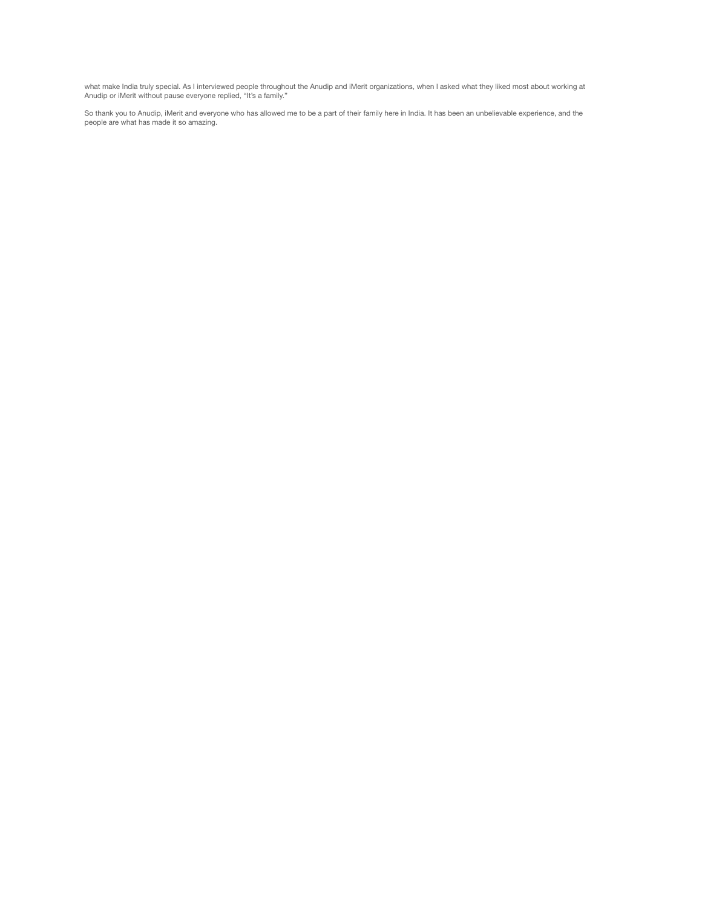what make India truly special. As I interviewed people throughout the Anudip and iMerit organizations, when I asked what they liked most about working at Anudip or iMerit without pause everyone replied, "It's a family."

So thank you to Anudip, iMerit and everyone who has allowed me to be a part of their family here in India. It has been an unbelievable experience, and the people are what has made it so amazing.